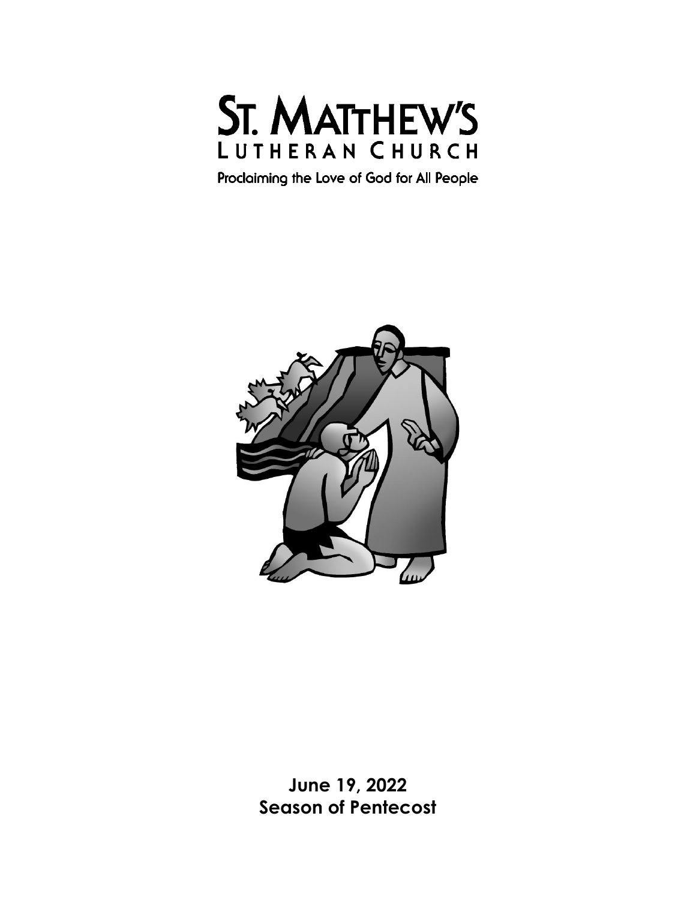# ST. MATTHEW'S LUTHERAN CHURCH

Proclaiming the Love of God for All People

**June 19, 2022**
**Season of Pentecost**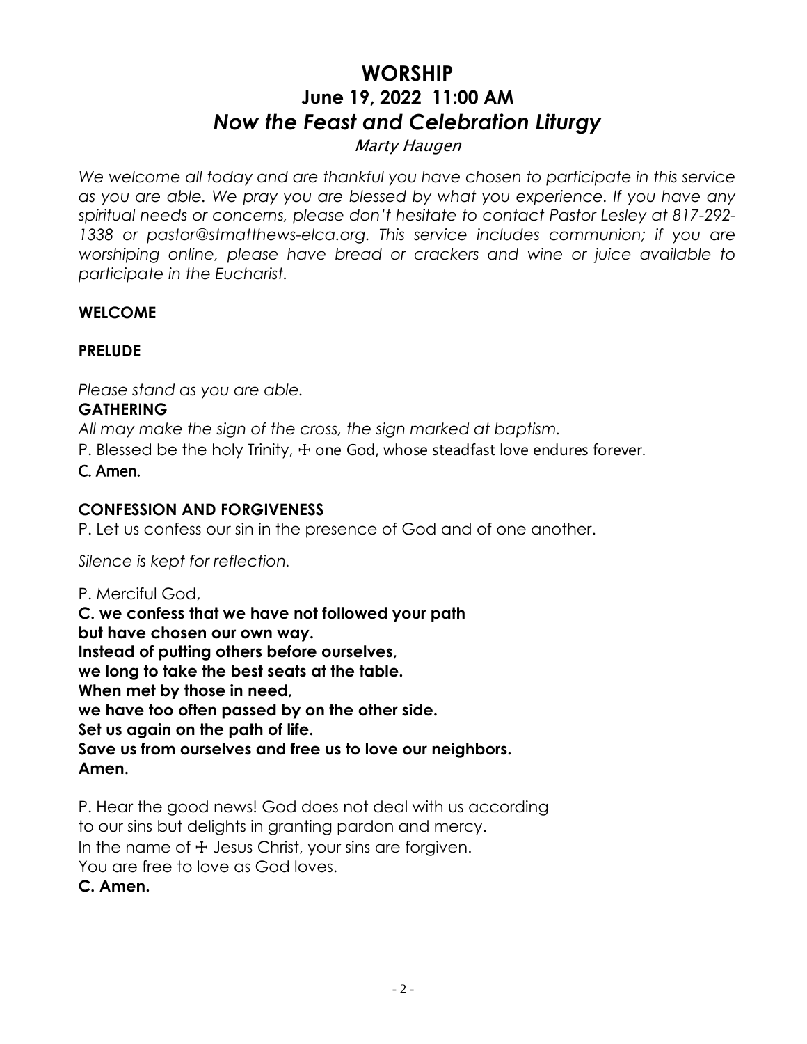# WORSHIP

## June 19, 2022 11:00 AM

## *Now the Feast and Celebration Liturgy*

*Marty Haugen*

*We welcome all today and are thankful you have chosen to participate in this service as you are able. We pray you are blessed by what you experience. If you have any spiritual needs or concerns, please don't hesitate to contact Pastor Lesley at 817-292-1338 or pastor@stmatthews-elca.org. This service includes communion; if you are worshiping online, please have bread or crackers and wine or juice available to participate in the Eucharist.*

**WELCOME**

**PRELUDE**

*Please stand as you are able.*

**GATHERING**

*All may make the sign of the cross, the sign marked at baptism.*

P. Blessed be the holy Trinity, ☩ one God, whose steadfast love endures forever.

**C. Amen.**

**CONFESSION AND FORGIVENESS**

P. Let us confess our sin in the presence of God and of one another.

*Silence is kept for reflection.*

P. Merciful God,

**C. we confess that we have not followed your path**
**but have chosen our own way.**
**Instead of putting others before ourselves,**
**we long to take the best seats at the table.**
**When met by those in need,**
**we have too often passed by on the other side.**
**Set us again on the path of life.**
**Save us from ourselves and free us to love our neighbors.**
**Amen.**

P. Hear the good news! God does not deal with us according
to our sins but delights in granting pardon and mercy.
In the name of ☩ Jesus Christ, your sins are forgiven.
You are free to love as God loves.

**C. Amen.**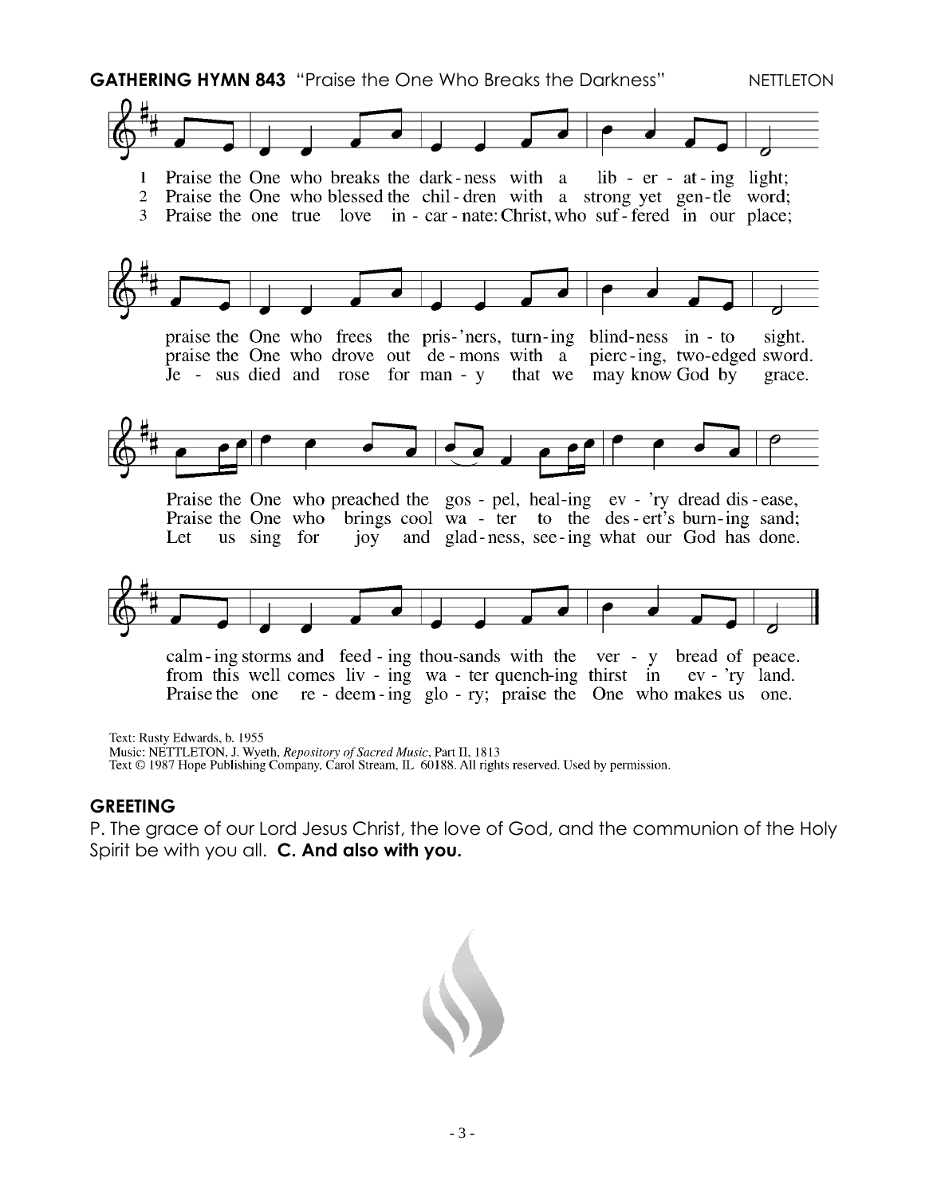**GATHERING HYMN 843** "Praise the One Who Breaks the Darkness" NETTLETON

1 Praise the One who breaks the dark-ness with a lib-er-at-ing light;
praise the One who frees the pris-'ners, turn-ing blind-ness in-to sight.
Praise the One who preached the gos-pel, heal-ing ev-'ry dread dis-ease,
calm-ing storms and feed-ing thou-sands with the ver-y bread of peace.

2 Praise the One who blessed the chil-dren with a strong yet gen-tle word;
praise the One who drove out de-mons with a pierc-ing, two-edged sword.
Praise the One who brings cool wa-ter to the des-ert's burn-ing sand;
from this well comes liv-ing wa-ter quench-ing thirst in ev-'ry land.

3 Praise the one true love in-car-nate: Christ, who suf-fered in our place;
Je-sus died and rose for man-y that we may know God by grace.
Let us sing for joy and glad-ness, see-ing what our God has done.
Praise the one re-deem-ing glo-ry; praise the One who makes us one.

Text: Rusty Edwards, b. 1955
Music: NETTLETON, J. Wyeth, *Repository of Sacred Music*, Part II, 1813
Text © 1987 Hope Publishing Company, Carol Stream, IL 60188. All rights reserved. Used by permission.

**GREETING**

P. The grace of our Lord Jesus Christ, the love of God, and the communion of the Holy Spirit be with you all. **C. And also with you.**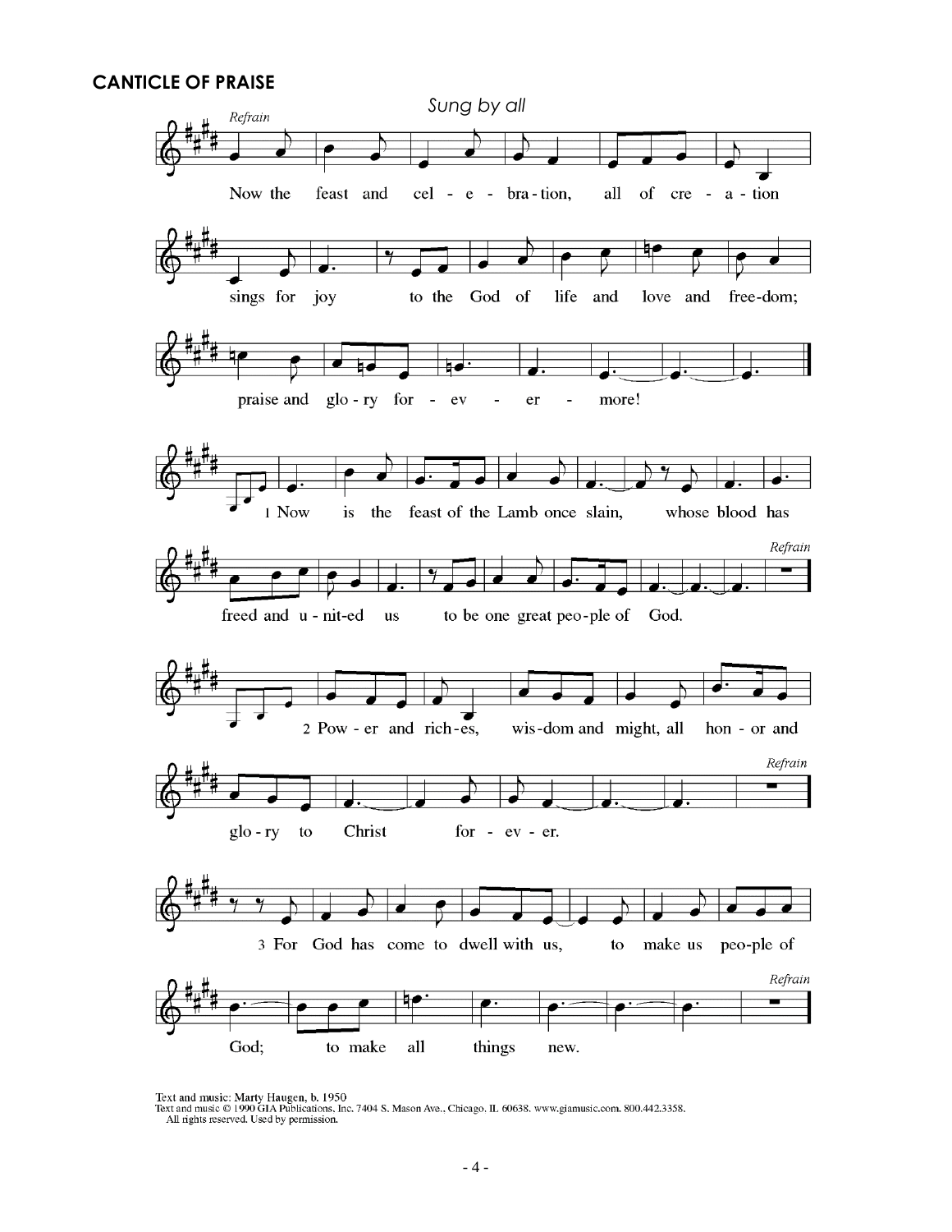## CANTICLE OF PRAISE

*Sung by all*

*Refrain*

Now the feast and cel - e - bra - tion, all of cre - a - tion sings for joy to the God of life and love and free-dom; praise and glo - ry for - ev - er - more!

1 Now is the feast of the Lamb once slain, whose blood has freed and u - nit-ed us to be one great peo-ple of God.

*Refrain*

2 Pow - er and rich-es, wis-dom and might, all hon - or and glo - ry to Christ for - ev - er.

*Refrain*

3 For God has come to dwell with us, to make us peo-ple of God; to make all things new.

*Refrain*

Text and music: Marty Haugen, b. 1950
Text and music © 1990 GIA Publications, Inc. 7404 S. Mason Ave., Chicago, IL 60638. www.giamusic.com. 800.442.3358.
All rights reserved. Used by permission.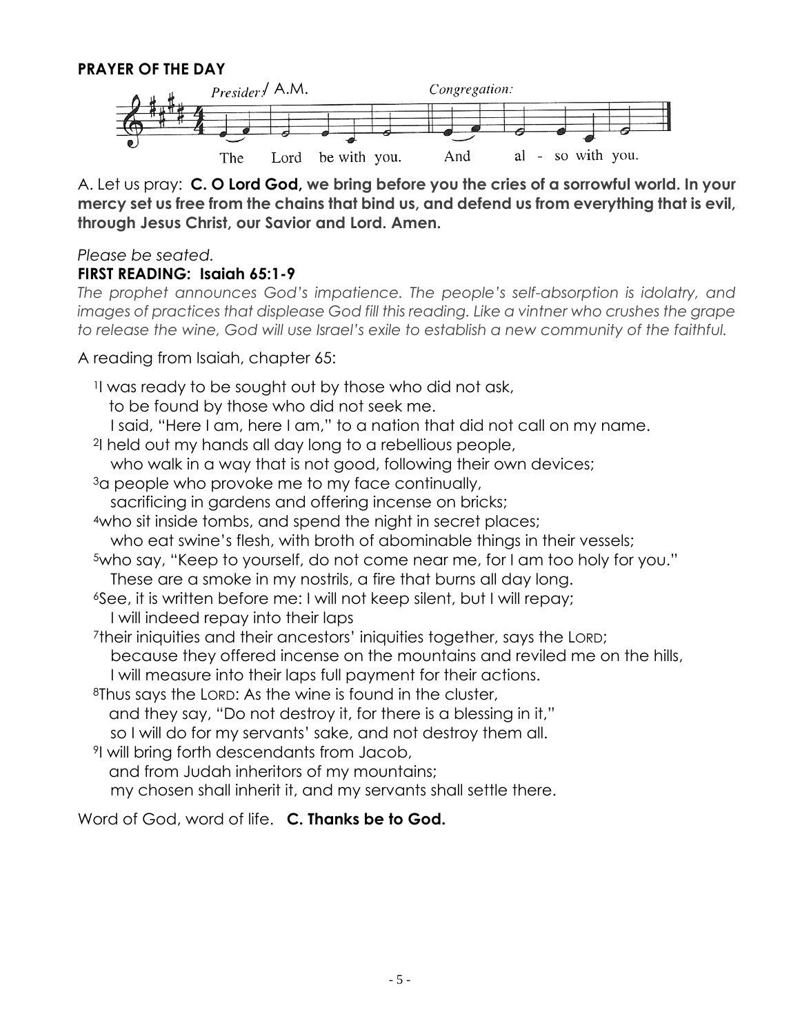**PRAYER OF THE DAY**

*Presider:*/ A.M. — The Lord be with you.
*Congregation:* And also with you.

A. Let us pray: **C. O Lord God, we bring before you the cries of a sorrowful world. In your mercy set us free from the chains that bind us, and defend us from everything that is evil, through Jesus Christ, our Savior and Lord. Amen.**

*Please be seated.*

**FIRST READING: Isaiah 65:1-9**

*The prophet announces God's impatience. The people's self-absorption is idolatry, and images of practices that displease God fill this reading. Like a vintner who crushes the grape to release the wine, God will use Israel's exile to establish a new community of the faithful.*

A reading from Isaiah, chapter 65:

[1]I was ready to be sought out by those who did not ask,
to be found by those who did not seek me.
I said, "Here I am, here I am," to a nation that did not call on my name.
[2]I held out my hands all day long to a rebellious people,
who walk in a way that is not good, following their own devices;
[3]a people who provoke me to my face continually,
sacrificing in gardens and offering incense on bricks;
[4]who sit inside tombs, and spend the night in secret places;
who eat swine's flesh, with broth of abominable things in their vessels;
[5]who say, "Keep to yourself, do not come near me, for I am too holy for you."
These are a smoke in my nostrils, a fire that burns all day long.
[6]See, it is written before me: I will not keep silent, but I will repay;
I will indeed repay into their laps
[7]their iniquities and their ancestors' iniquities together, says the LORD;
because they offered incense on the mountains and reviled me on the hills,
I will measure into their laps full payment for their actions.
[8]Thus says the LORD: As the wine is found in the cluster,
and they say, "Do not destroy it, for there is a blessing in it,"
so I will do for my servants' sake, and not destroy them all.
[9]I will bring forth descendants from Jacob,
and from Judah inheritors of my mountains;
my chosen shall inherit it, and my servants shall settle there.

Word of God, word of life. **C. Thanks be to God.**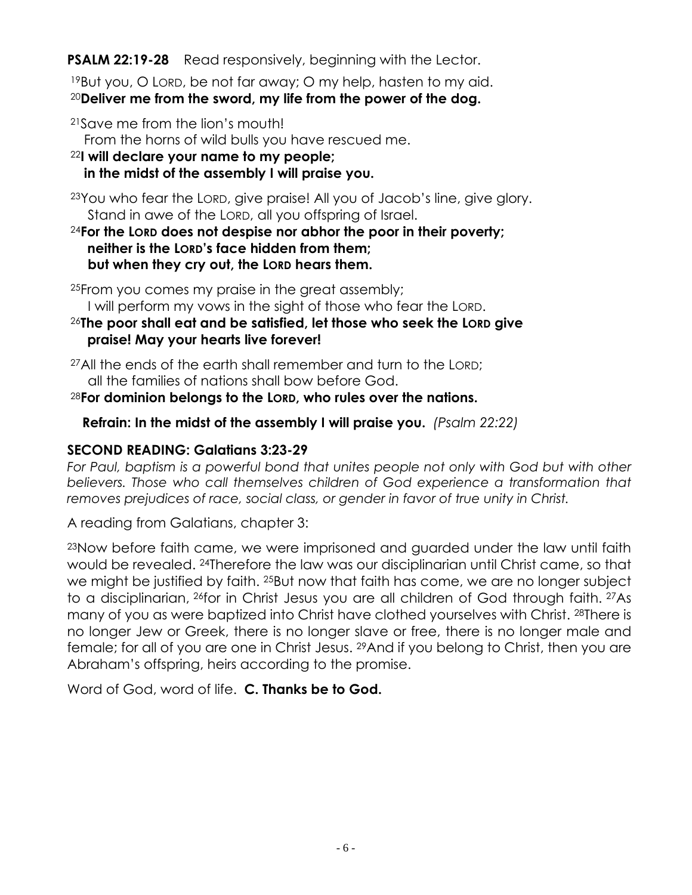**PSALM 22:19-28** Read responsively, beginning with the Lector.

[19]But you, O LORD, be not far away; O my help, hasten to my aid.
[20]**Deliver me from the sword, my life from the power of the dog.**

[21]Save me from the lion's mouth!
From the horns of wild bulls you have rescued me.
[22]**I will declare your name to my people;**
**in the midst of the assembly I will praise you.**

[23]You who fear the LORD, give praise! All you of Jacob's line, give glory.
Stand in awe of the LORD, all you offspring of Israel.
[24]**For the LORD does not despise nor abhor the poor in their poverty;**
**neither is the LORD's face hidden from them;**
**but when they cry out, the LORD hears them.**

[25]From you comes my praise in the great assembly;
I will perform my vows in the sight of those who fear the LORD.
[26]**The poor shall eat and be satisfied, let those who seek the LORD give praise! May your hearts live forever!**

[27]All the ends of the earth shall remember and turn to the LORD;
all the families of nations shall bow before God.
[28]**For dominion belongs to the LORD, who rules over the nations.**

**Refrain: In the midst of the assembly I will praise you.** *(Psalm 22:22)*

**SECOND READING: Galatians 3:23-29**

*For Paul, baptism is a powerful bond that unites people not only with God but with other believers. Those who call themselves children of God experience a transformation that removes prejudices of race, social class, or gender in favor of true unity in Christ.*

A reading from Galatians, chapter 3:

[23]Now before faith came, we were imprisoned and guarded under the law until faith would be revealed. [24]Therefore the law was our disciplinarian until Christ came, so that we might be justified by faith. [25]But now that faith has come, we are no longer subject to a disciplinarian, [26]for in Christ Jesus you are all children of God through faith. [27]As many of you as were baptized into Christ have clothed yourselves with Christ. [28]There is no longer Jew or Greek, there is no longer slave or free, there is no longer male and female; for all of you are one in Christ Jesus. [29]And if you belong to Christ, then you are Abraham's offspring, heirs according to the promise.

Word of God, word of life. **C. Thanks be to God.**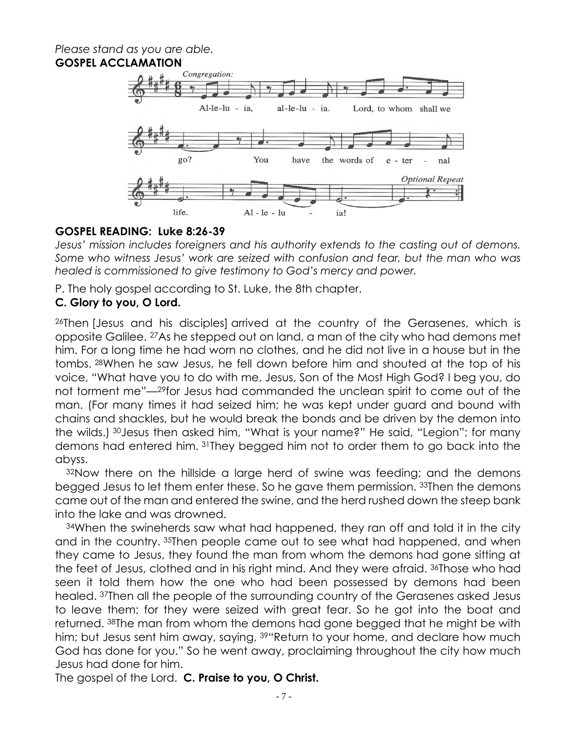*Please stand as you are able.*

**GOSPEL ACCLAMATION**

*Congregation:*

Al-le-lu - ia, al-le-lu - ia. Lord, to whom shall we go? You have the words of e - ter - nal life. Al - le - lu - ia!

*Optional Repeat*

**GOSPEL READING: Luke 8:26-39**

*Jesus' mission includes foreigners and his authority extends to the casting out of demons. Some who witness Jesus' work are seized with confusion and fear, but the man who was healed is commissioned to give testimony to God's mercy and power.*

P. The holy gospel according to St. Luke, the 8th chapter.

**C. Glory to you, O Lord.**

26Then [Jesus and his disciples] arrived at the country of the Gerasenes, which is opposite Galilee. 27As he stepped out on land, a man of the city who had demons met him. For a long time he had worn no clothes, and he did not live in a house but in the tombs. 28When he saw Jesus, he fell down before him and shouted at the top of his voice, "What have you to do with me, Jesus, Son of the Most High God? I beg you, do not torment me"—29for Jesus had commanded the unclean spirit to come out of the man. (For many times it had seized him; he was kept under guard and bound with chains and shackles, but he would break the bonds and be driven by the demon into the wilds.) 30Jesus then asked him, "What is your name?" He said, "Legion"; for many demons had entered him. 31They begged him not to order them to go back into the abyss.

32Now there on the hillside a large herd of swine was feeding; and the demons begged Jesus to let them enter these. So he gave them permission. 33Then the demons came out of the man and entered the swine, and the herd rushed down the steep bank into the lake and was drowned.

34When the swineherds saw what had happened, they ran off and told it in the city and in the country. 35Then people came out to see what had happened, and when they came to Jesus, they found the man from whom the demons had gone sitting at the feet of Jesus, clothed and in his right mind. And they were afraid. 36Those who had seen it told them how the one who had been possessed by demons had been healed. 37Then all the people of the surrounding country of the Gerasenes asked Jesus to leave them; for they were seized with great fear. So he got into the boat and returned. 38The man from whom the demons had gone begged that he might be with him; but Jesus sent him away, saying, 39"Return to your home, and declare how much God has done for you." So he went away, proclaiming throughout the city how much Jesus had done for him.

The gospel of the Lord. **C. Praise to you, O Christ.**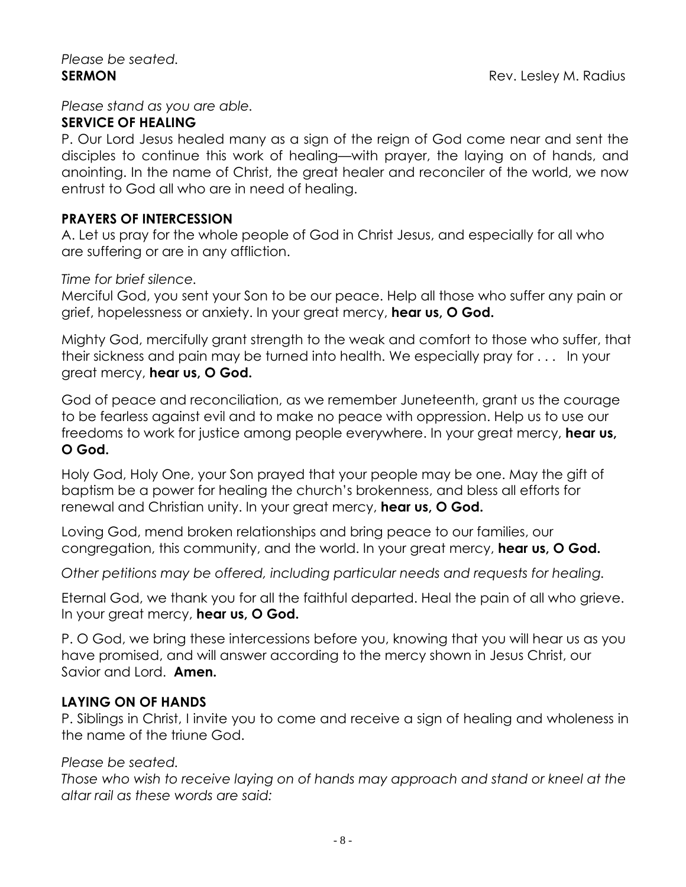*Please be seated.*

**SERMON** Rev. Lesley M. Radius

*Please stand as you are able.*

**SERVICE OF HEALING**

P. Our Lord Jesus healed many as a sign of the reign of God come near and sent the disciples to continue this work of healing—with prayer, the laying on of hands, and anointing. In the name of Christ, the great healer and reconciler of the world, we now entrust to God all who are in need of healing.

**PRAYERS OF INTERCESSION**

A. Let us pray for the whole people of God in Christ Jesus, and especially for all who are suffering or are in any affliction.

*Time for brief silence.*

Merciful God, you sent your Son to be our peace. Help all those who suffer any pain or grief, hopelessness or anxiety. In your great mercy, **hear us, O God.**

Mighty God, mercifully grant strength to the weak and comfort to those who suffer, that their sickness and pain may be turned into health. We especially pray for . . . In your great mercy, **hear us, O God.**

God of peace and reconciliation, as we remember Juneteenth, grant us the courage to be fearless against evil and to make no peace with oppression. Help us to use our freedoms to work for justice among people everywhere. In your great mercy, **hear us, O God.**

Holy God, Holy One, your Son prayed that your people may be one. May the gift of baptism be a power for healing the church's brokenness, and bless all efforts for renewal and Christian unity. In your great mercy, **hear us, O God.**

Loving God, mend broken relationships and bring peace to our families, our congregation, this community, and the world. In your great mercy, **hear us, O God.**

*Other petitions may be offered, including particular needs and requests for healing.*

Eternal God, we thank you for all the faithful departed. Heal the pain of all who grieve. In your great mercy, **hear us, O God.**

P. O God, we bring these intercessions before you, knowing that you will hear us as you have promised, and will answer according to the mercy shown in Jesus Christ, our Savior and Lord. **Amen.**

**LAYING ON OF HANDS**

P. Siblings in Christ, I invite you to come and receive a sign of healing and wholeness in the name of the triune God.

*Please be seated.*

*Those who wish to receive laying on of hands may approach and stand or kneel at the altar rail as these words are said:*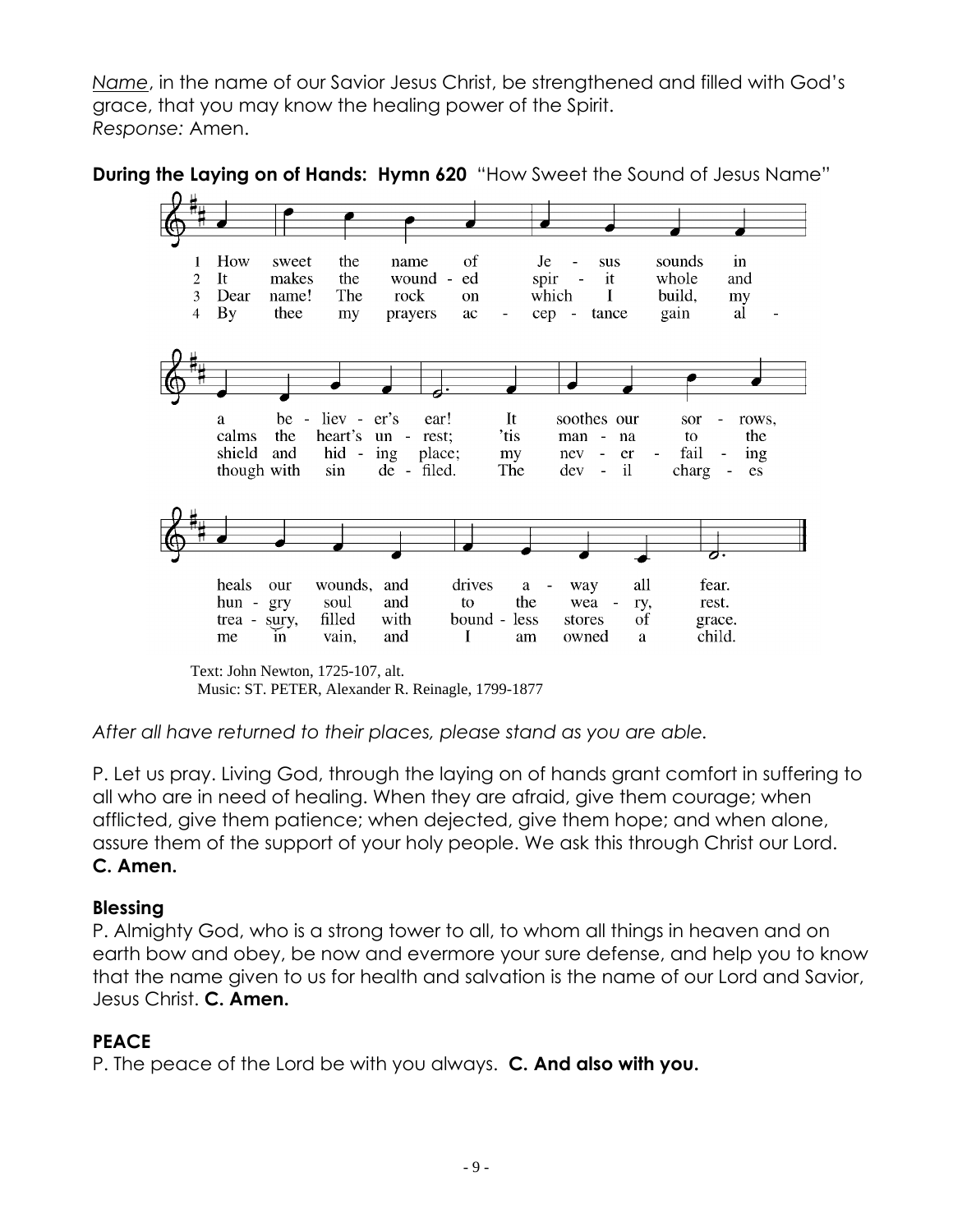*Name*, in the name of our Savior Jesus Christ, be strengthened and filled with God's grace, that you may know the healing power of the Spirit.
*Response:* Amen.

**During the Laying on of Hands: Hymn 620** "How Sweet the Sound of Jesus Name"

1 How sweet the name of Jesus sounds in a believer's ear! It soothes our sorrows, heals our wounds, and drives away all fear.

2 It makes the wounded spirit whole and calms the heart's unrest; 'tis manna to the hungry soul and to the weary, rest.

3 Dear name! The rock on which I build, my shield and hiding place; my never-failing treasury, filled with boundless stores of grace.

4 By thee my prayers acceptance gain although with sin defiled. The devil charges me in vain, and I am owned a child.

Text: John Newton, 1725-107, alt.
Music: ST. PETER, Alexander R. Reinagle, 1799-1877

*After all have returned to their places, please stand as you are able.*

P. Let us pray. Living God, through the laying on of hands grant comfort in suffering to all who are in need of healing. When they are afraid, give them courage; when afflicted, give them patience; when dejected, give them hope; and when alone, assure them of the support of your holy people. We ask this through Christ our Lord.
**C. Amen.**

### Blessing

P. Almighty God, who is a strong tower to all, to whom all things in heaven and on earth bow and obey, be now and evermore your sure defense, and help you to know that the name given to us for health and salvation is the name of our Lord and Savior, Jesus Christ. **C. Amen.**

### PEACE

P. The peace of the Lord be with you always. **C. And also with you.**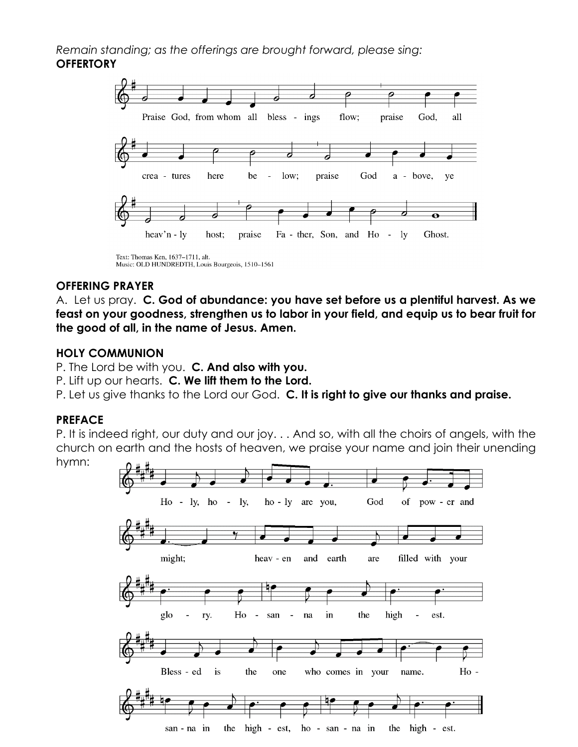*Remain standing; as the offerings are brought forward, please sing:*

**OFFERTORY**

Praise God, from whom all bless - ings flow; praise God, all crea - tures here be - low; praise God a - bove, ye heav'n - ly host; praise Fa - ther, Son, and Ho - ly Ghost.

Text: Thomas Ken, 1637–1711, alt.
Music: OLD HUNDREDTH, Louis Bourgeois, 1510–1561

**OFFERING PRAYER**

A. Let us pray. **C. God of abundance: you have set before us a plentiful harvest. As we feast on your goodness, strengthen us to labor in your field, and equip us to bear fruit for the good of all, in the name of Jesus. Amen.**

**HOLY COMMUNION**

P. The Lord be with you. **C. And also with you.**
P. Lift up our hearts. **C. We lift them to the Lord.**
P. Let us give thanks to the Lord our God. **C. It is right to give our thanks and praise.**

**PREFACE**

P. It is indeed right, our duty and our joy. . . And so, with all the choirs of angels, with the church on earth and the hosts of heaven, we praise your name and join their unending hymn:

Ho - ly, ho - ly, ho - ly are you, God of pow - er and might; heav - en and earth are filled with your glo - ry. Ho - san - na in the high - est. Bless - ed is the one who comes in your name. Ho - san - na in the high - est, ho - san - na in the high - est.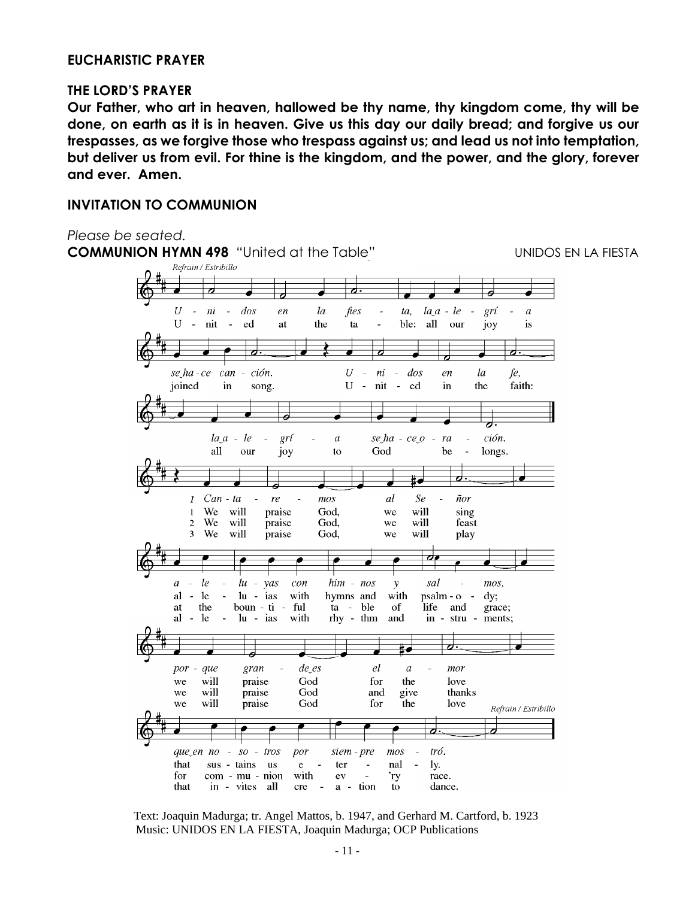**EUCHARISTIC PRAYER**

**THE LORD'S PRAYER**

**Our Father, who art in heaven, hallowed be thy name, thy kingdom come, thy will be done, on earth as it is in heaven. Give us this day our daily bread; and forgive us our trespasses, as we forgive those who trespass against us; and lead us not into temptation, but deliver us from evil. For thine is the kingdom, and the power, and the glory, forever and ever. Amen.**

**INVITATION TO COMMUNION**

*Please be seated.*

**COMMUNION HYMN 498** "United at the Table" UNIDOS EN LA FIESTA

*Refrain / Estribillo*

*Unidos en la fiesta, la alegría se hace canción. Unidos en la fe, la alegría se hace oración.*

United at the table: all our joy is joined in song. United in the faith: all our joy to God belongs.

1 *Canta-remos al Señor aleluyas con himnos y salmos, porque grandes el amor que en nosotros por siempre mostró.*

1 We will praise God, we will sing alleluias with hymns and with psalmody; we will praise God for the love that sustains us eternally.

2 We will praise God, we will feast at the bountiful table of life and grace; we will praise God and give thanks for communion with ev'ry race.

3 We will praise God, we will play alleluias with rhythm and instruments; we will praise God for the love that invites all creation to dance.

*Refrain / Estribillo*

Text: Joaquin Madurga; tr. Angel Mattos, b. 1947, and Gerhard M. Cartford, b. 1923
Music: UNIDOS EN LA FIESTA, Joaquin Madurga; OCP Publications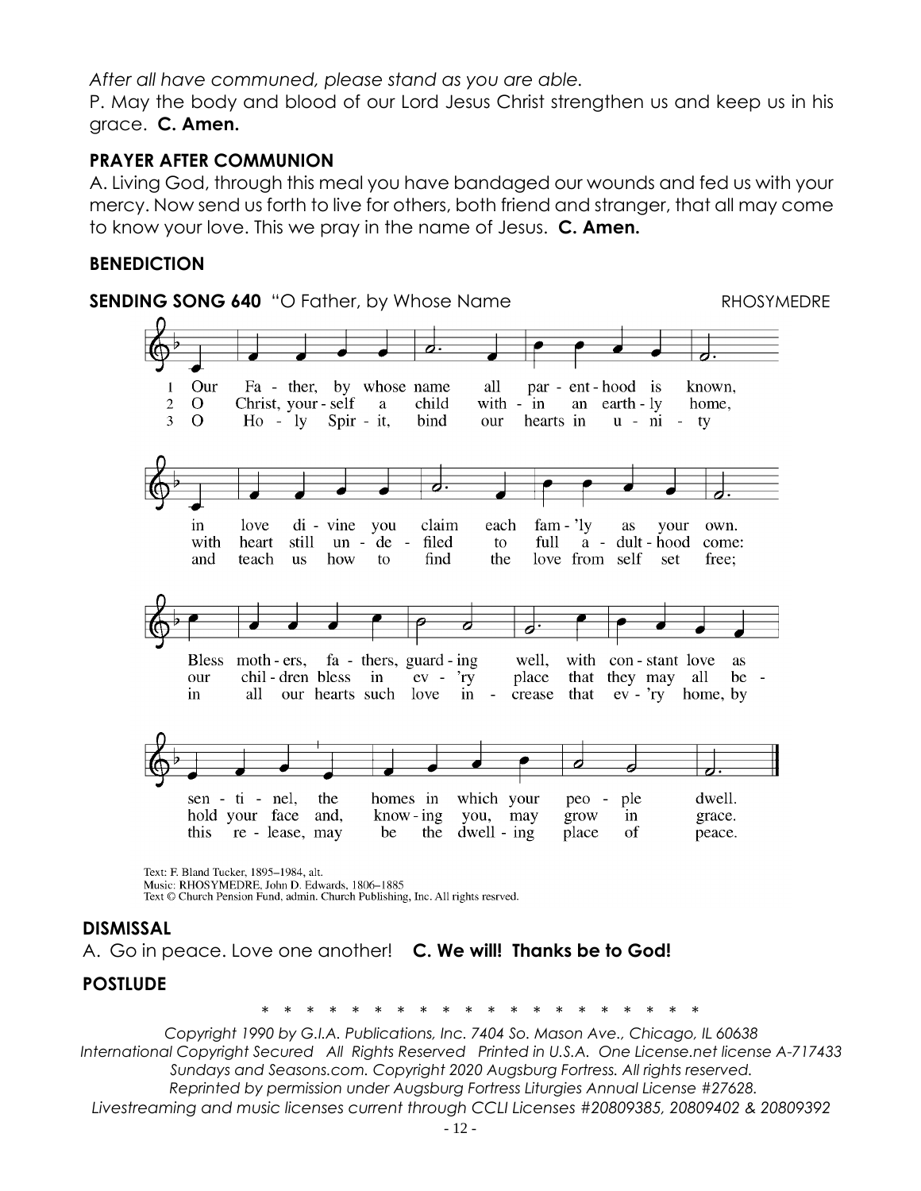*After all have communed, please stand as you are able.*

P. May the body and blood of our Lord Jesus Christ strengthen us and keep us in his grace. **C. Amen.**

**PRAYER AFTER COMMUNION**

A. Living God, through this meal you have bandaged our wounds and fed us with your mercy. Now send us forth to live for others, both friend and stranger, that all may come to know your love. This we pray in the name of Jesus. **C. Amen.**

**BENEDICTION**

**SENDING SONG 640** "O Father, by Whose Name RHOSYMEDRE

1 Our Fa - ther, by whose name all par - ent - hood is known,
in love di - vine you claim each fam - 'ly as your own.
Bless moth - ers, fa - thers, guard - ing well, with con - stant love as
sen - ti - nel, the homes in which your peo - ple dwell.

2 O Christ, your - self a child with - in an earth - ly home,
with heart still un - de - filed to full a - dult - hood come:
our chil - dren bless in ev - 'ry place that they may all be -
hold your face and, know - ing you, may grow in grace.

3 O Ho - ly Spir - it, bind our hearts in u - ni - ty
and teach us how to find the love from self set free;
in all our hearts such love in - crease that ev - 'ry home, by
this re - lease, may be the dwell - ing place of peace.

Text: F. Bland Tucker, 1895–1984, alt.
Music: RHOSYMEDRE, John D. Edwards, 1806–1885
Text © Church Pension Fund, admin. Church Publishing, Inc. All rights resrved.

**DISMISSAL**

A. Go in peace. Love one another! **C. We will! Thanks be to God!**

**POSTLUDE**

\* \* \* \* \* \* \* \* \* \* \* \* \* \* \* \* \* \* \* \* \* \*

*Copyright 1990 by G.I.A. Publications, Inc. 7404 So. Mason Ave., Chicago, IL 60638*
*International Copyright Secured All Rights Reserved Printed in U.S.A. One License.net license A-717433*
*Sundays and Seasons.com. Copyright 2020 Augsburg Fortress. All rights reserved.*
*Reprinted by permission under Augsburg Fortress Liturgies Annual License #27628.*
*Livestreaming and music licenses current through CCLI Licenses #20809385, 20809402 & 20809392*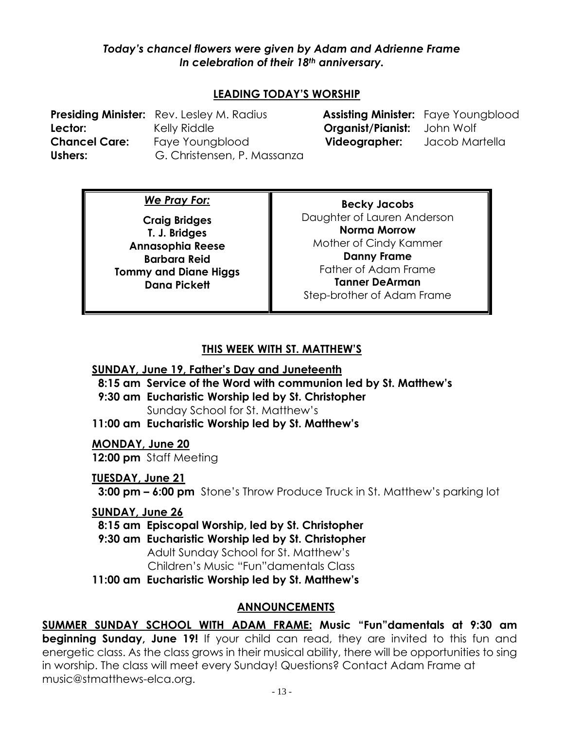***Today's chancel flowers were given by Adam and Adrienne Frame***
***In celebration of their 18th anniversary.***

## LEADING TODAY'S WORSHIP

**Presiding Minister:** Rev. Lesley M. Radius
**Lector:** Kelly Riddle
**Chancel Care:** Faye Youngblood
**Ushers:** G. Christensen, P. Massanza
**Assisting Minister:** Faye Youngblood
**Organist/Pianist:** John Wolf
**Videographer:** Jacob Martella

*We Pray For:*

**Craig Bridges**
**T. J. Bridges**
**Annasophia Reese**
**Barbara Reid**
**Tommy and Diane Higgs**
**Dana Pickett**

**Becky Jacobs**
Daughter of Lauren Anderson
**Norma Morrow**
Mother of Cindy Kammer
**Danny Frame**
Father of Adam Frame
**Tanner DeArman**
Step-brother of Adam Frame

## THIS WEEK WITH ST. MATTHEW'S

**SUNDAY, June 19, Father's Day and Juneteenth**

**8:15 am Service of the Word with communion led by St. Matthew's**
**9:30 am Eucharistic Worship led by St. Christopher**
Sunday School for St. Matthew's
**11:00 am Eucharistic Worship led by St. Matthew's**

**MONDAY, June 20**

**12:00 pm** Staff Meeting

**TUESDAY, June 21**

**3:00 pm – 6:00 pm** Stone's Throw Produce Truck in St. Matthew's parking lot

**SUNDAY, June 26**

**8:15 am Episcopal Worship, led by St. Christopher**
**9:30 am Eucharistic Worship led by St. Christopher**
Adult Sunday School for St. Matthew's
Children's Music "Fun"damentals Class
**11:00 am Eucharistic Worship led by St. Matthew's**

## ANNOUNCEMENTS

**SUMMER SUNDAY SCHOOL WITH ADAM FRAME: Music "Fun"damentals at 9:30 am beginning Sunday, June 19!** If your child can read, they are invited to this fun and energetic class. As the class grows in their musical ability, there will be opportunities to sing in worship. The class will meet every Sunday! Questions? Contact Adam Frame at music@stmatthews-elca.org.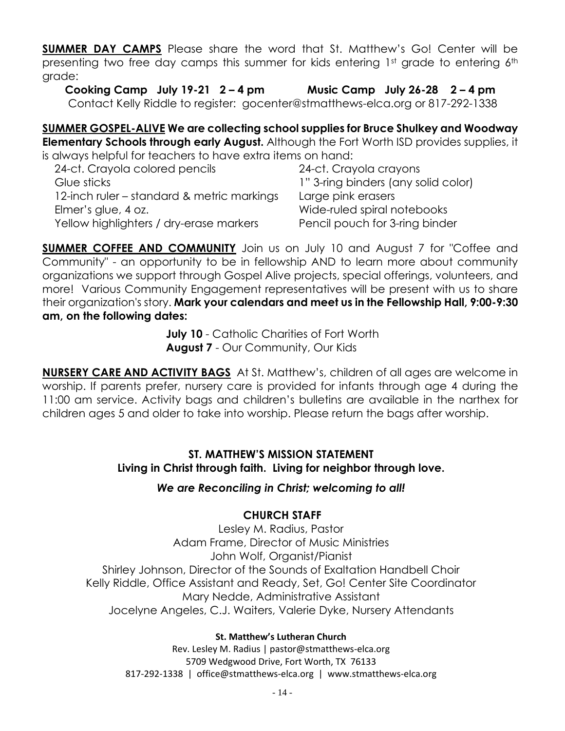**SUMMER DAY CAMPS** Please share the word that St. Matthew's Go! Center will be presenting two free day camps this summer for kids entering 1st grade to entering 6th grade:

**Cooking Camp July 19-21 2 – 4 pm** **Music Camp July 26-28 2 – 4 pm**

Contact Kelly Riddle to register: gocenter@stmatthews-elca.org or 817-292-1338

**SUMMER GOSPEL-ALIVE We are collecting school supplies for Bruce Shulkey and Woodway Elementary Schools through early August.** Although the Fort Worth ISD provides supplies, it is always helpful for teachers to have extra items on hand:

| | |
|---|---|
| 24-ct. Crayola colored pencils | 24-ct. Crayola crayons |
| Glue sticks | 1" 3-ring binders (any solid color) |
| 12-inch ruler – standard & metric markings | Large pink erasers |
| Elmer's glue, 4 oz. | Wide-ruled spiral notebooks |
| Yellow highlighters / dry-erase markers | Pencil pouch for 3-ring binder |

**SUMMER COFFEE AND COMMUNITY** Join us on July 10 and August 7 for "Coffee and Community" - an opportunity to be in fellowship AND to learn more about community organizations we support through Gospel Alive projects, special offerings, volunteers, and more! Various Community Engagement representatives will be present with us to share their organization's story. **Mark your calendars and meet us in the Fellowship Hall, 9:00-9:30 am, on the following dates:**

**July 10** - Catholic Charities of Fort Worth
**August 7** - Our Community, Our Kids

**NURSERY CARE AND ACTIVITY BAGS** At St. Matthew's, children of all ages are welcome in worship. If parents prefer, nursery care is provided for infants through age 4 during the 11:00 am service. Activity bags and children's bulletins are available in the narthex for children ages 5 and older to take into worship. Please return the bags after worship.

**ST. MATTHEW'S MISSION STATEMENT**
**Living in Christ through faith. Living for neighbor through love.**

***We are Reconciling in Christ; welcoming to all!***

**CHURCH STAFF**

Lesley M. Radius, Pastor
Adam Frame, Director of Music Ministries
John Wolf, Organist/Pianist
Shirley Johnson, Director of the Sounds of Exaltation Handbell Choir
Kelly Riddle, Office Assistant and Ready, Set, Go! Center Site Coordinator
Mary Nedde, Administrative Assistant
Jocelyne Angeles, C.J. Waiters, Valerie Dyke, Nursery Attendants

**St. Matthew's Lutheran Church**
Rev. Lesley M. Radius | pastor@stmatthews-elca.org
5709 Wedgwood Drive, Fort Worth, TX 76133
817-292-1338 | office@stmatthews-elca.org | www.stmatthews-elca.org